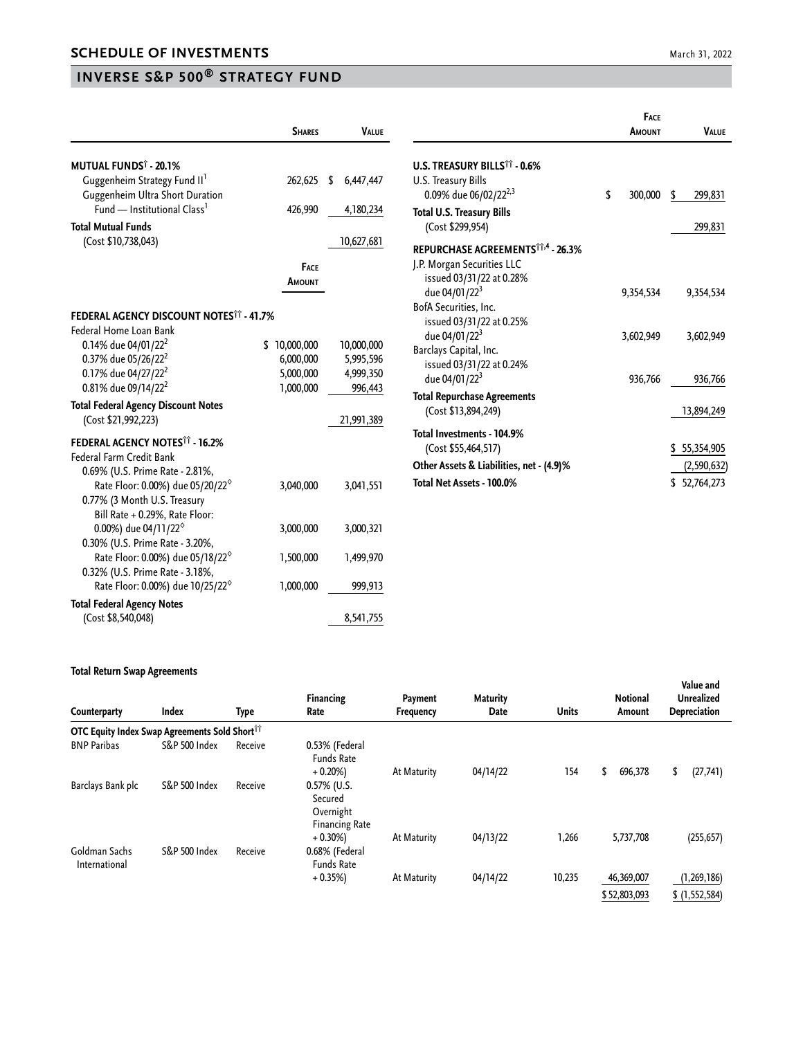## SCHEDULE OF INVESTMENTS

March 31, 2022

# INVERSE S&P 500® STRATEGY FUND

| | Shares | Value |
|---|---|---|
| **MUTUAL FUNDS† - 20.1%** | | |
| Guggenheim Strategy Fund II[1] | 262,625 | $ 6,447,447 |
| Guggenheim Ultra Short Duration Fund — Institutional Class[1] | 426,990 | 4,180,234 |
| **Total Mutual Funds** (Cost $10,738,043) | | 10,627,681 |

| | Face Amount | Value |
|---|---|---|
| **FEDERAL AGENCY DISCOUNT NOTES†† - 41.7%** | | |
| Federal Home Loan Bank | | |
| 0.14% due 04/01/22[2] | $ 10,000,000 | 10,000,000 |
| 0.37% due 05/26/22[2] | 6,000,000 | 5,995,596 |
| 0.17% due 04/27/22[2] | 5,000,000 | 4,999,350 |
| 0.81% due 09/14/22[2] | 1,000,000 | 996,443 |
| **Total Federal Agency Discount Notes** (Cost $21,992,223) | | 21,991,389 |
| **FEDERAL AGENCY NOTES†† - 16.2%** | | |
| Federal Farm Credit Bank | | |
| 0.69% (U.S. Prime Rate - 2.81%, Rate Floor: 0.00%) due 05/20/22◊ | 3,040,000 | 3,041,551 |
| 0.77% (3 Month U.S. Treasury Bill Rate + 0.29%, Rate Floor: 0.00%) due 04/11/22◊ | 3,000,000 | 3,000,321 |
| 0.30% (U.S. Prime Rate - 3.20%, Rate Floor: 0.00%) due 05/18/22◊ | 1,500,000 | 1,499,970 |
| 0.32% (U.S. Prime Rate - 3.18%, Rate Floor: 0.00%) due 10/25/22◊ | 1,000,000 | 999,913 |
| **Total Federal Agency Notes** (Cost $8,540,048) | | 8,541,755 |
| **U.S. TREASURY BILLS†† - 0.6%** | | |
| U.S. Treasury Bills | | |
| 0.09% due 06/02/22[2,3] | $ 300,000 | $ 299,831 |
| **Total U.S. Treasury Bills** (Cost $299,954) | | 299,831 |
| **REPURCHASE AGREEMENTS††,4 - 26.3%** | | |
| J.P. Morgan Securities LLC issued 03/31/22 at 0.28% due 04/01/22[3] | 9,354,534 | 9,354,534 |
| BofA Securities, Inc. issued 03/31/22 at 0.25% due 04/01/22[3] | 3,602,949 | 3,602,949 |
| Barclays Capital, Inc. issued 03/31/22 at 0.24% due 04/01/22[3] | 936,766 | 936,766 |
| **Total Repurchase Agreements** (Cost $13,894,249) | | 13,894,249 |
| **Total Investments - 104.9%** (Cost $55,464,517) | | $ 55,354,905 |
| **Other Assets & Liabilities, net - (4.9)%** | | (2,590,632) |
| **Total Net Assets - 100.0%** | | $ 52,764,273 |

**Total Return Swap Agreements**

| Counterparty | Index | Type | Financing Rate | Payment Frequency | Maturity Date | Units | Notional Amount | Value and Unrealized Depreciation |
|---|---|---|---|---|---|---|---|---|
| **OTC Equity Index Swap Agreements Sold Short††** | | | | | | | | |
| BNP Paribas | S&P 500 Index | Receive | 0.53% (Federal Funds Rate + 0.20%) | At Maturity | 04/14/22 | 154 | $ 696,378 | $ (27,741) |
| Barclays Bank plc | S&P 500 Index | Receive | 0.57% (U.S. Secured Overnight Financing Rate + 0.30%) | At Maturity | 04/13/22 | 1,266 | 5,737,708 | (255,657) |
| Goldman Sachs International | S&P 500 Index | Receive | 0.68% (Federal Funds Rate + 0.35%) | At Maturity | 04/14/22 | 10,235 | 46,369,007 | (1,269,186) |
| | | | | | | | $ 52,803,093 | $ (1,552,584) |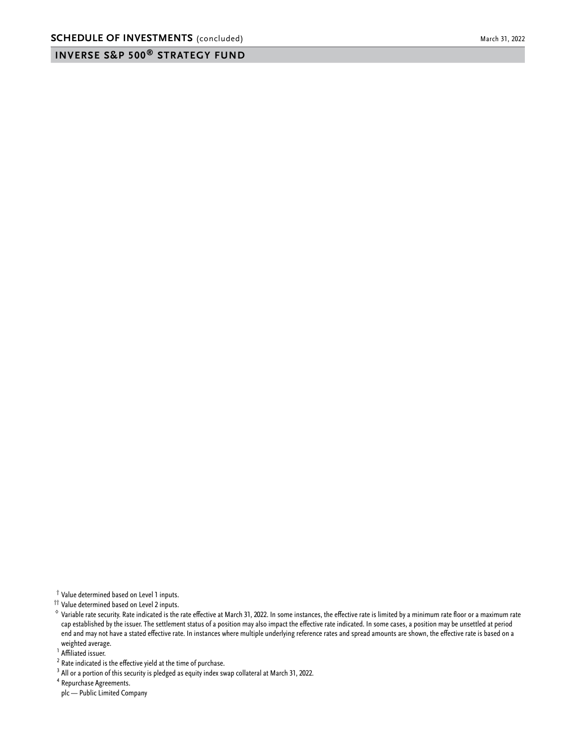## INVERSE S&P 500® STRATEGY FUND

† Value determined based on Level 1 inputs.

†† Value determined based on Level 2 inputs.

◊ Variable rate security. Rate indicated is the rate effective at March 31, 2022. In some instances, the effective rate is limited by a minimum rate floor or a maximum rate cap established by the issuer. The settlement status of a position may also impact the effective rate indicated. In some cases, a position may be unsettled at period end and may not have a stated effective rate. In instances where multiple underlying reference rates and spread amounts are shown, the effective rate is based on a weighted average.

[1] Affiliated issuer.

[2] Rate indicated is the effective yield at the time of purchase.

[3] All or a portion of this security is pledged as equity index swap collateral at March 31, 2022.

[4] Repurchase Agreements.

plc — Public Limited Company